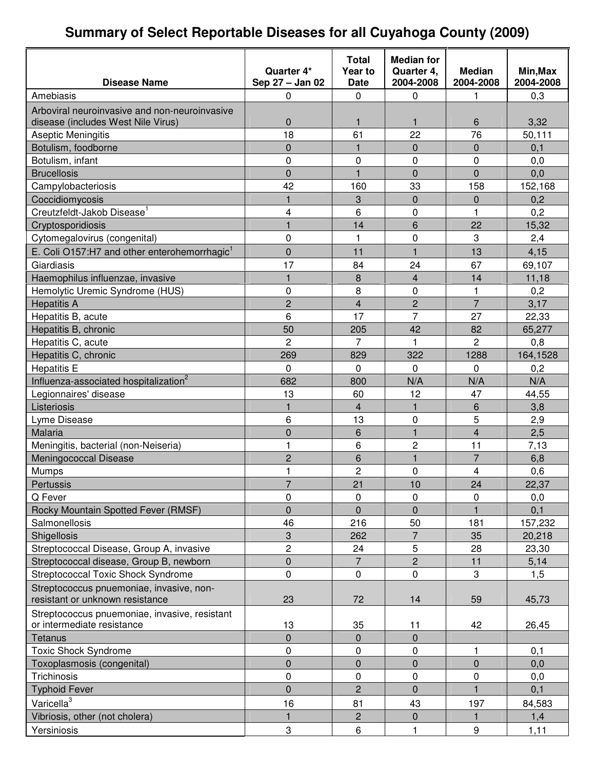# Summary of Select Reportable Diseases for all Cuyahoga County (2009)

| Disease Name | Quarter 4* Sep 27 – Jan 02 | Total Year to Date | Median for Quarter 4, 2004-2008 | Median 2004-2008 | Min,Max 2004-2008 |
|---|---|---|---|---|---|
| Amebiasis | 0 | 0 | 0 | 1 | 0,3 |
| Arboviral neuroinvasive and non-neuroinvasive disease (includes West Nile Virus) | 0 | 1 | 1 | 6 | 3,32 |
| Aseptic Meningitis | 18 | 61 | 22 | 76 | 50,111 |
| Botulism, foodborne | 0 | 1 | 0 | 0 | 0,1 |
| Botulism, infant | 0 | 0 | 0 | 0 | 0,0 |
| Brucellosis | 0 | 1 | 0 | 0 | 0,0 |
| Campylobacteriosis | 42 | 160 | 33 | 158 | 152,168 |
| Coccidiomycosis | 1 | 3 | 0 | 0 | 0,2 |
| Creutzfeldt-Jakob Disease[1] | 4 | 6 | 0 | 1 | 0,2 |
| Cryptosporidiosis | 1 | 14 | 6 | 22 | 15,32 |
| Cytomegalovirus (congenital) | 0 | 1 | 0 | 3 | 2,4 |
| E. Coli O157:H7 and other enterohemorrhagic[1] | 0 | 11 | 1 | 13 | 4,15 |
| Giardiasis | 17 | 84 | 24 | 67 | 69,107 |
| Haemophilus influenzae, invasive | 1 | 8 | 4 | 14 | 11,18 |
| Hemolytic Uremic Syndrome (HUS) | 0 | 8 | 0 | 1 | 0,2 |
| Hepatitis A | 2 | 4 | 2 | 7 | 3,17 |
| Hepatitis B, acute | 6 | 17 | 7 | 27 | 22,33 |
| Hepatitis B, chronic | 50 | 205 | 42 | 82 | 65,277 |
| Hepatitis C, acute | 2 | 7 | 1 | 2 | 0,8 |
| Hepatitis C, chronic | 269 | 829 | 322 | 1288 | 164,1528 |
| Hepatitis E | 0 | 0 | 0 | 0 | 0,2 |
| Influenza-associated hospitalization[2] | 682 | 800 | N/A | N/A | N/A |
| Legionnaires' disease | 13 | 60 | 12 | 47 | 44,55 |
| Listeriosis | 1 | 4 | 1 | 6 | 3,8 |
| Lyme Disease | 6 | 13 | 0 | 5 | 2,9 |
| Malaria | 0 | 6 | 1 | 4 | 2,5 |
| Meningitis, bacterial (non-Neiseria) | 1 | 6 | 2 | 11 | 7,13 |
| Meningococcal Disease | 2 | 6 | 1 | 7 | 6,8 |
| Mumps | 1 | 2 | 0 | 4 | 0,6 |
| Pertussis | 7 | 21 | 10 | 24 | 22,37 |
| Q Fever | 0 | 0 | 0 | 0 | 0,0 |
| Rocky Mountain Spotted Fever (RMSF) | 0 | 0 | 0 | 1 | 0,1 |
| Salmonellosis | 46 | 216 | 50 | 181 | 157,232 |
| Shigellosis | 3 | 262 | 7 | 35 | 20,218 |
| Streptococcal Disease, Group A, invasive | 2 | 24 | 5 | 28 | 23,30 |
| Streptococcal disease, Group B, newborn | 0 | 7 | 2 | 11 | 5,14 |
| Streptococcal Toxic Shock Syndrome | 0 | 0 | 0 | 3 | 1,5 |
| Streptococcus pnuemoniae, invasive, non-resistant or unknown resistance | 23 | 72 | 14 | 59 | 45,73 |
| Streptococcus pnuemoniae, invasive, resistant or intermediate resistance | 13 | 35 | 11 | 42 | 26,45 |
| Tetanus | 0 | 0 | 0 | | |
| Toxic Shock Syndrome | 0 | 0 | 0 | 1 | 0,1 |
| Toxoplasmosis (congenital) | 0 | 0 | 0 | 0 | 0,0 |
| Trichinosis | 0 | 0 | 0 | 0 | 0,0 |
| Typhoid Fever | 0 | 2 | 0 | 1 | 0,1 |
| Varicella[3] | 16 | 81 | 43 | 197 | 84,583 |
| Vibriosis, other (not cholera) | 1 | 2 | 0 | 1 | 1,4 |
| Yersiniosis | 3 | 6 | 1 | 9 | 1,11 |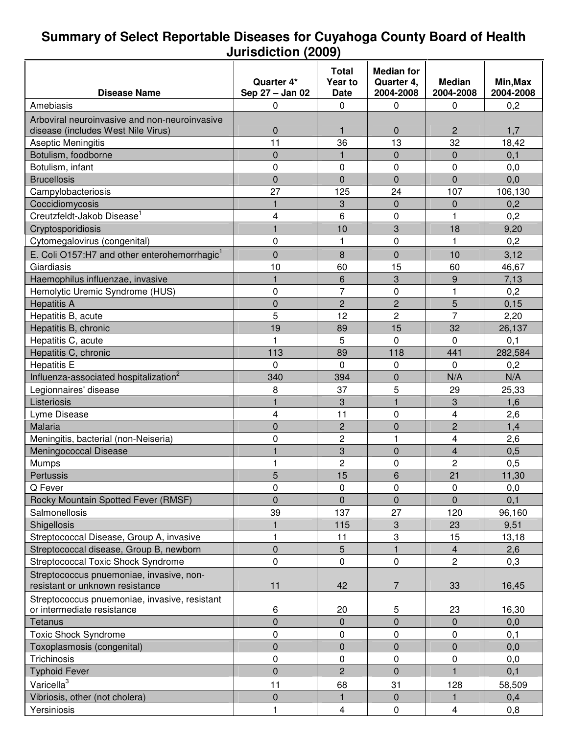# Summary of Select Reportable Diseases for Cuyahoga County Board of Health Jurisdiction (2009)

| Disease Name | Quarter 4* Sep 27 – Jan 02 | Total Year to Date | Median for Quarter 4, 2004-2008 | Median 2004-2008 | Min,Max 2004-2008 |
|---|---|---|---|---|---|
| Amebiasis | 0 | 0 | 0 | 0 | 0,2 |
| Arboviral neuroinvasive and non-neuroinvasive disease (includes West Nile Virus) | 0 | 1 | 0 | 2 | 1,7 |
| Aseptic Meningitis | 11 | 36 | 13 | 32 | 18,42 |
| Botulism, foodborne | 0 | 1 | 0 | 0 | 0,1 |
| Botulism, infant | 0 | 0 | 0 | 0 | 0,0 |
| Brucellosis | 0 | 0 | 0 | 0 | 0,0 |
| Campylobacteriosis | 27 | 125 | 24 | 107 | 106,130 |
| Coccidiomycosis | 1 | 3 | 0 | 0 | 0,2 |
| Creutzfeldt-Jakob Disease[1] | 4 | 6 | 0 | 1 | 0,2 |
| Cryptosporidiosis | 1 | 10 | 3 | 18 | 9,20 |
| Cytomegalovirus (congenital) | 0 | 1 | 0 | 1 | 0,2 |
| E. Coli O157:H7 and other enterohemorrhagic[1] | 0 | 8 | 0 | 10 | 3,12 |
| Giardiasis | 10 | 60 | 15 | 60 | 46,67 |
| Haemophilus influenzae, invasive | 1 | 6 | 3 | 9 | 7,13 |
| Hemolytic Uremic Syndrome (HUS) | 0 | 7 | 0 | 1 | 0,2 |
| Hepatitis A | 0 | 2 | 2 | 5 | 0,15 |
| Hepatitis B, acute | 5 | 12 | 2 | 7 | 2,20 |
| Hepatitis B, chronic | 19 | 89 | 15 | 32 | 26,137 |
| Hepatitis C, acute | 1 | 5 | 0 | 0 | 0,1 |
| Hepatitis C, chronic | 113 | 89 | 118 | 441 | 282,584 |
| Hepatitis E | 0 | 0 | 0 | 0 | 0,2 |
| Influenza-associated hospitalization[2] | 340 | 394 | 0 | N/A | N/A |
| Legionnaires' disease | 8 | 37 | 5 | 29 | 25,33 |
| Listeriosis | 1 | 3 | 1 | 3 | 1,6 |
| Lyme Disease | 4 | 11 | 0 | 4 | 2,6 |
| Malaria | 0 | 2 | 0 | 2 | 1,4 |
| Meningitis, bacterial (non-Neiseria) | 0 | 2 | 1 | 4 | 2,6 |
| Meningococcal Disease | 1 | 3 | 0 | 4 | 0,5 |
| Mumps | 1 | 2 | 0 | 2 | 0,5 |
| Pertussis | 5 | 15 | 6 | 21 | 11,30 |
| Q Fever | 0 | 0 | 0 | 0 | 0,0 |
| Rocky Mountain Spotted Fever (RMSF) | 0 | 0 | 0 | 0 | 0,1 |
| Salmonellosis | 39 | 137 | 27 | 120 | 96,160 |
| Shigellosis | 1 | 115 | 3 | 23 | 9,51 |
| Streptococcal Disease, Group A, invasive | 1 | 11 | 3 | 15 | 13,18 |
| Streptococcal disease, Group B, newborn | 0 | 5 | 1 | 4 | 2,6 |
| Streptococcal Toxic Shock Syndrome | 0 | 0 | 0 | 2 | 0,3 |
| Streptococcus pnuemoniae, invasive, non-resistant or unknown resistance | 11 | 42 | 7 | 33 | 16,45 |
| Streptococcus pnuemoniae, invasive, resistant or intermediate resistance | 6 | 20 | 5 | 23 | 16,30 |
| Tetanus | 0 | 0 | 0 | 0 | 0,0 |
| Toxic Shock Syndrome | 0 | 0 | 0 | 0 | 0,1 |
| Toxoplasmosis (congenital) | 0 | 0 | 0 | 0 | 0,0 |
| Trichinosis | 0 | 0 | 0 | 0 | 0,0 |
| Typhoid Fever | 0 | 2 | 0 | 1 | 0,1 |
| Varicella[3] | 11 | 68 | 31 | 128 | 58,509 |
| Vibriosis, other (not cholera) | 0 | 1 | 0 | 1 | 0,4 |
| Yersiniosis | 1 | 4 | 0 | 4 | 0,8 |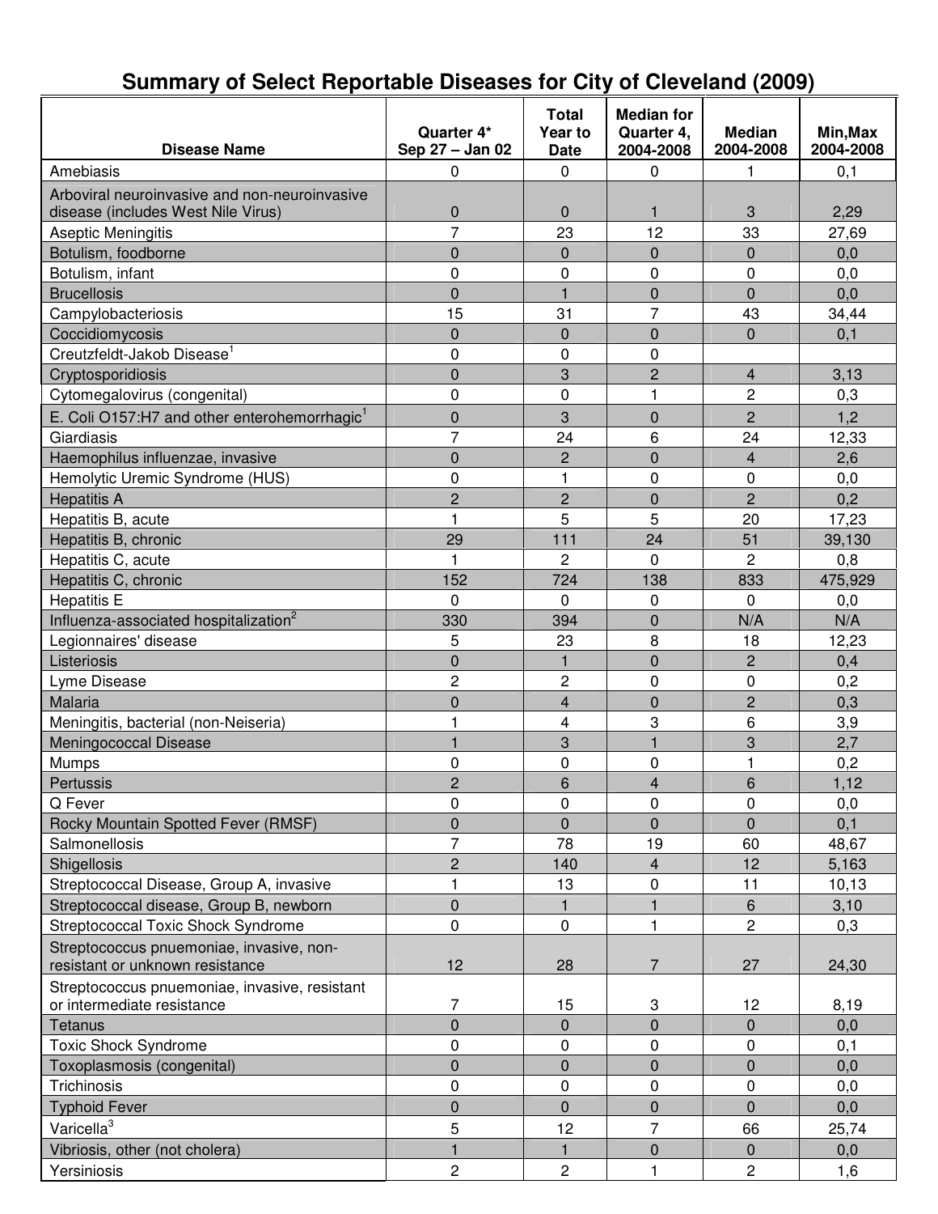# Summary of Select Reportable Diseases for City of Cleveland (2009)

| Disease Name | Quarter 4* Sep 27 – Jan 02 | Total Year to Date | Median for Quarter 4, 2004-2008 | Median 2004-2008 | Min,Max 2004-2008 |
|---|---|---|---|---|---|
| Amebiasis | 0 | 0 | 0 | 1 | 0,1 |
| Arboviral neuroinvasive and non-neuroinvasive disease (includes West Nile Virus) | 0 | 0 | 1 | 3 | 2,29 |
| Aseptic Meningitis | 7 | 23 | 12 | 33 | 27,69 |
| Botulism, foodborne | 0 | 0 | 0 | 0 | 0,0 |
| Botulism, infant | 0 | 0 | 0 | 0 | 0,0 |
| Brucellosis | 0 | 1 | 0 | 0 | 0,0 |
| Campylobacteriosis | 15 | 31 | 7 | 43 | 34,44 |
| Coccidiomycosis | 0 | 0 | 0 | 0 | 0,1 |
| Creutzfeldt-Jakob Disease[1] | 0 | 0 | 0 | | |
| Cryptosporidiosis | 0 | 3 | 2 | 4 | 3,13 |
| Cytomegalovirus (congenital) | 0 | 0 | 1 | 2 | 0,3 |
| E. Coli O157:H7 and other enterohemorrhagic[1] | 0 | 3 | 0 | 2 | 1,2 |
| Giardiasis | 7 | 24 | 6 | 24 | 12,33 |
| Haemophilus influenzae, invasive | 0 | 2 | 0 | 4 | 2,6 |
| Hemolytic Uremic Syndrome (HUS) | 0 | 1 | 0 | 0 | 0,0 |
| Hepatitis A | 2 | 2 | 0 | 2 | 0,2 |
| Hepatitis B, acute | 1 | 5 | 5 | 20 | 17,23 |
| Hepatitis B, chronic | 29 | 111 | 24 | 51 | 39,130 |
| Hepatitis C, acute | 1 | 2 | 0 | 2 | 0,8 |
| Hepatitis C, chronic | 152 | 724 | 138 | 833 | 475,929 |
| Hepatitis E | 0 | 0 | 0 | 0 | 0,0 |
| Influenza-associated hospitalization[2] | 330 | 394 | 0 | N/A | N/A |
| Legionnaires' disease | 5 | 23 | 8 | 18 | 12,23 |
| Listeriosis | 0 | 1 | 0 | 2 | 0,4 |
| Lyme Disease | 2 | 2 | 0 | 0 | 0,2 |
| Malaria | 0 | 4 | 0 | 2 | 0,3 |
| Meningitis, bacterial (non-Neiseria) | 1 | 4 | 3 | 6 | 3,9 |
| Meningococcal Disease | 1 | 3 | 1 | 3 | 2,7 |
| Mumps | 0 | 0 | 0 | 1 | 0,2 |
| Pertussis | 2 | 6 | 4 | 6 | 1,12 |
| Q Fever | 0 | 0 | 0 | 0 | 0,0 |
| Rocky Mountain Spotted Fever (RMSF) | 0 | 0 | 0 | 0 | 0,1 |
| Salmonellosis | 7 | 78 | 19 | 60 | 48,67 |
| Shigellosis | 2 | 140 | 4 | 12 | 5,163 |
| Streptococcal Disease, Group A, invasive | 1 | 13 | 0 | 11 | 10,13 |
| Streptococcal disease, Group B, newborn | 0 | 1 | 1 | 6 | 3,10 |
| Streptococcal Toxic Shock Syndrome | 0 | 0 | 1 | 2 | 0,3 |
| Streptococcus pnuemoniae, invasive, non-resistant or unknown resistance | 12 | 28 | 7 | 27 | 24,30 |
| Streptococcus pnuemoniae, invasive, resistant or intermediate resistance | 7 | 15 | 3 | 12 | 8,19 |
| Tetanus | 0 | 0 | 0 | 0 | 0,0 |
| Toxic Shock Syndrome | 0 | 0 | 0 | 0 | 0,1 |
| Toxoplasmosis (congenital) | 0 | 0 | 0 | 0 | 0,0 |
| Trichinosis | 0 | 0 | 0 | 0 | 0,0 |
| Typhoid Fever | 0 | 0 | 0 | 0 | 0,0 |
| Varicella[3] | 5 | 12 | 7 | 66 | 25,74 |
| Vibriosis, other (not cholera) | 1 | 1 | 0 | 0 | 0,0 |
| Yersiniosis | 2 | 2 | 1 | 2 | 1,6 |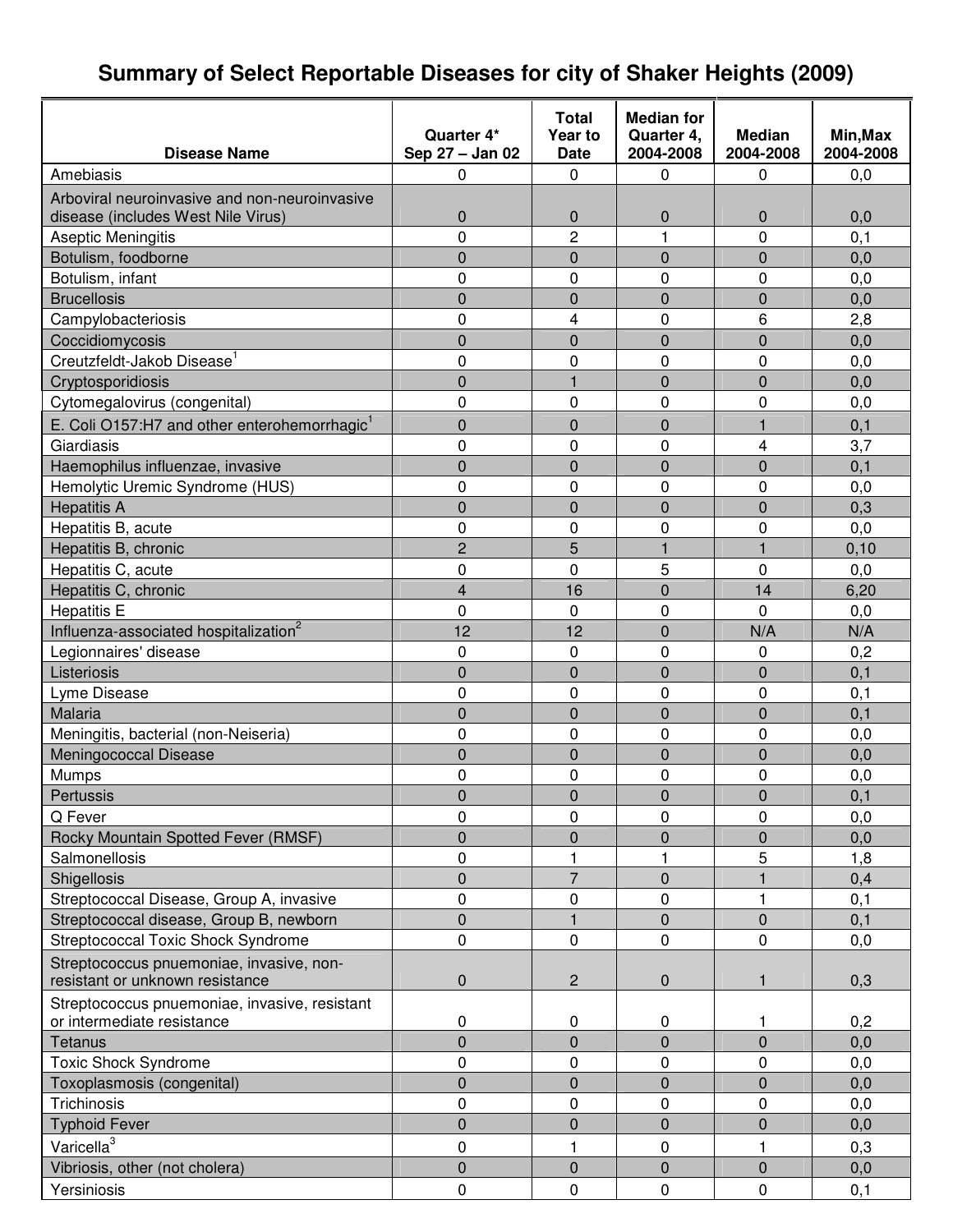# Summary of Select Reportable Diseases for city of Shaker Heights (2009)

| Disease Name | Quarter 4* Sep 27 – Jan 02 | Total Year to Date | Median for Quarter 4, 2004-2008 | Median 2004-2008 | Min,Max 2004-2008 |
|---|---|---|---|---|---|
| Amebiasis | 0 | 0 | 0 | 0 | 0,0 |
| Arboviral neuroinvasive and non-neuroinvasive disease (includes West Nile Virus) | 0 | 0 | 0 | 0 | 0,0 |
| Aseptic Meningitis | 0 | 2 | 1 | 0 | 0,1 |
| Botulism, foodborne | 0 | 0 | 0 | 0 | 0,0 |
| Botulism, infant | 0 | 0 | 0 | 0 | 0,0 |
| Brucellosis | 0 | 0 | 0 | 0 | 0,0 |
| Campylobacteriosis | 0 | 4 | 0 | 6 | 2,8 |
| Coccidiomycosis | 0 | 0 | 0 | 0 | 0,0 |
| Creutzfeldt-Jakob Disease[1] | 0 | 0 | 0 | 0 | 0,0 |
| Cryptosporidiosis | 0 | 1 | 0 | 0 | 0,0 |
| Cytomegalovirus (congenital) | 0 | 0 | 0 | 0 | 0,0 |
| E. Coli O157:H7 and other enterohemorrhagic[1] | 0 | 0 | 0 | 1 | 0,1 |
| Giardiasis | 0 | 0 | 0 | 4 | 3,7 |
| Haemophilus influenzae, invasive | 0 | 0 | 0 | 0 | 0,1 |
| Hemolytic Uremic Syndrome (HUS) | 0 | 0 | 0 | 0 | 0,0 |
| Hepatitis A | 0 | 0 | 0 | 0 | 0,3 |
| Hepatitis B, acute | 0 | 0 | 0 | 0 | 0,0 |
| Hepatitis B, chronic | 2 | 5 | 1 | 1 | 0,10 |
| Hepatitis C, acute | 0 | 0 | 5 | 0 | 0,0 |
| Hepatitis C, chronic | 4 | 16 | 0 | 14 | 6,20 |
| Hepatitis E | 0 | 0 | 0 | 0 | 0,0 |
| Influenza-associated hospitalization[2] | 12 | 12 | 0 | N/A | N/A |
| Legionnaires' disease | 0 | 0 | 0 | 0 | 0,2 |
| Listeriosis | 0 | 0 | 0 | 0 | 0,1 |
| Lyme Disease | 0 | 0 | 0 | 0 | 0,1 |
| Malaria | 0 | 0 | 0 | 0 | 0,1 |
| Meningitis, bacterial (non-Neiseria) | 0 | 0 | 0 | 0 | 0,0 |
| Meningococcal Disease | 0 | 0 | 0 | 0 | 0,0 |
| Mumps | 0 | 0 | 0 | 0 | 0,0 |
| Pertussis | 0 | 0 | 0 | 0 | 0,1 |
| Q Fever | 0 | 0 | 0 | 0 | 0,0 |
| Rocky Mountain Spotted Fever (RMSF) | 0 | 0 | 0 | 0 | 0,0 |
| Salmonellosis | 0 | 1 | 1 | 5 | 1,8 |
| Shigellosis | 0 | 7 | 0 | 1 | 0,4 |
| Streptococcal Disease, Group A, invasive | 0 | 0 | 0 | 1 | 0,1 |
| Streptococcal disease, Group B, newborn | 0 | 1 | 0 | 0 | 0,1 |
| Streptococcal Toxic Shock Syndrome | 0 | 0 | 0 | 0 | 0,0 |
| Streptococcus pnuemoniae, invasive, non-resistant or unknown resistance | 0 | 2 | 0 | 1 | 0,3 |
| Streptococcus pnuemoniae, invasive, resistant or intermediate resistance | 0 | 0 | 0 | 1 | 0,2 |
| Tetanus | 0 | 0 | 0 | 0 | 0,0 |
| Toxic Shock Syndrome | 0 | 0 | 0 | 0 | 0,0 |
| Toxoplasmosis (congenital) | 0 | 0 | 0 | 0 | 0,0 |
| Trichinosis | 0 | 0 | 0 | 0 | 0,0 |
| Typhoid Fever | 0 | 0 | 0 | 0 | 0,0 |
| Varicella[3] | 0 | 1 | 0 | 1 | 0,3 |
| Vibriosis, other (not cholera) | 0 | 0 | 0 | 0 | 0,0 |
| Yersiniosis | 0 | 0 | 0 | 0 | 0,1 |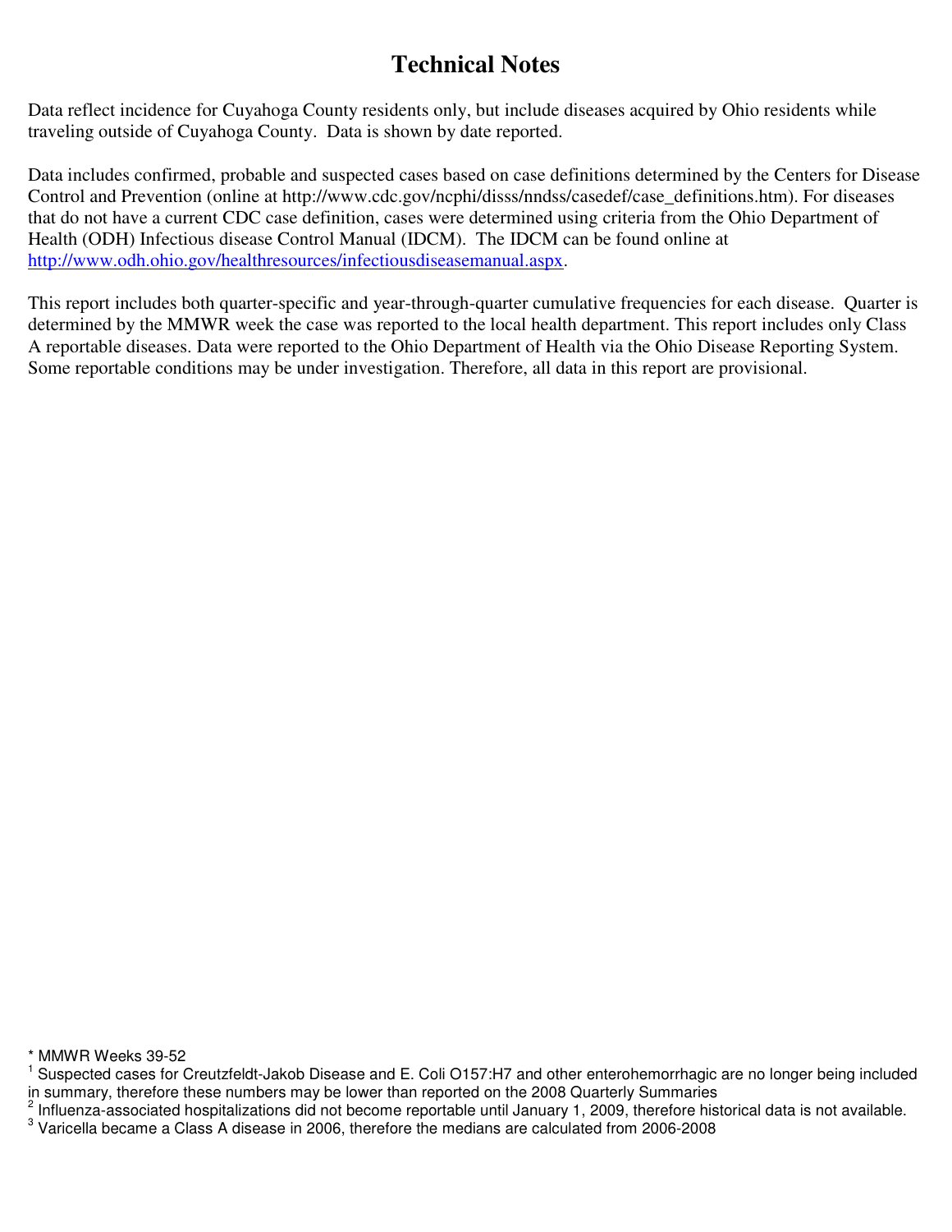# Technical Notes

Data reflect incidence for Cuyahoga County residents only, but include diseases acquired by Ohio residents while traveling outside of Cuyahoga County. Data is shown by date reported.

Data includes confirmed, probable and suspected cases based on case definitions determined by the Centers for Disease Control and Prevention (online at http://www.cdc.gov/ncphi/disss/nndss/casedef/case_definitions.htm). For diseases that do not have a current CDC case definition, cases were determined using criteria from the Ohio Department of Health (ODH) Infectious disease Control Manual (IDCM). The IDCM can be found online at http://www.odh.ohio.gov/healthresources/infectiousdiseasemanual.aspx.

This report includes both quarter-specific and year-through-quarter cumulative frequencies for each disease. Quarter is determined by the MMWR week the case was reported to the local health department. This report includes only Class A reportable diseases. Data were reported to the Ohio Department of Health via the Ohio Disease Reporting System. Some reportable conditions may be under investigation. Therefore, all data in this report are provisional.

\* MMWR Weeks 39-52

[1] Suspected cases for Creutzfeldt-Jakob Disease and E. Coli O157:H7 and other enterohemorrhagic are no longer being included in summary, therefore these numbers may be lower than reported on the 2008 Quarterly Summaries

[2] Influenza-associated hospitalizations did not become reportable until January 1, 2009, therefore historical data is not available.

[3] Varicella became a Class A disease in 2006, therefore the medians are calculated from 2006-2008